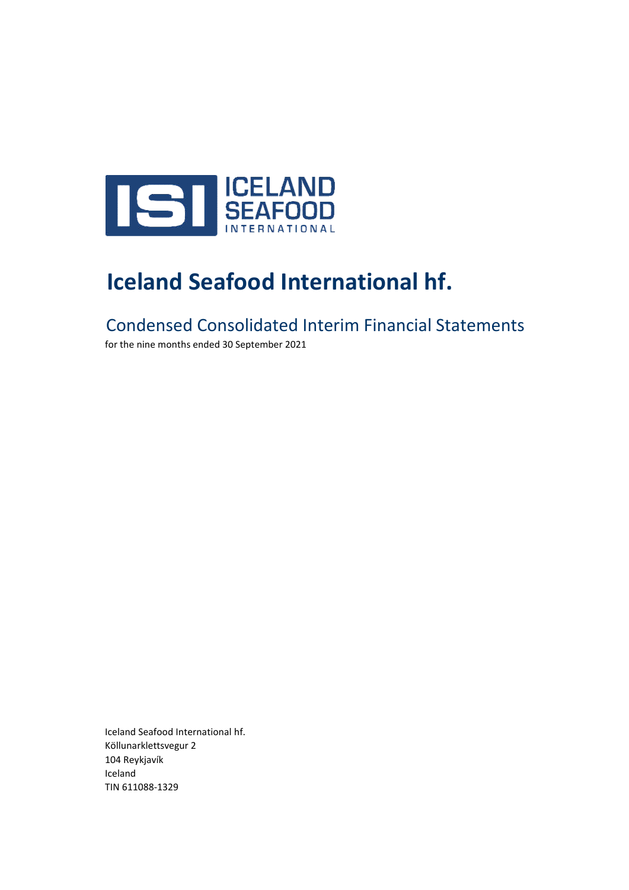# Iceland Seafood International hf.

## Condensed Consolidated Interim Financial Statements

for the nine months ended 30 September 2021

Iceland Seafood International hf.
Köllunarklettsvegur 2
104 Reykjavík
Iceland
TIN 611088-1329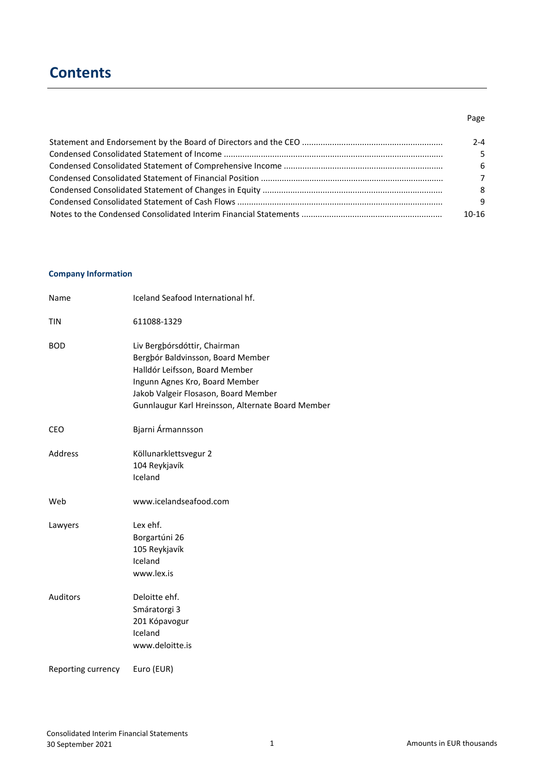# Contents

| | Page |
|---|---|
| Statement and Endorsement by the Board of Directors and the CEO | 2-4 |
| Condensed Consolidated Statement of Income | 5 |
| Condensed Consolidated Statement of Comprehensive Income | 6 |
| Condensed Consolidated Statement of Financial Position | 7 |
| Condensed Consolidated Statement of Changes in Equity | 8 |
| Condensed Consolidated Statement of Cash Flows | 9 |
| Notes to the Condensed Consolidated Interim Financial Statements | 10-16 |

### Company Information

| | |
|---|---|
| Name | Iceland Seafood International hf. |
| TIN | 611088-1329 |
| BOD | Liv Bergþórsdóttir, Chairman<br>Bergþór Baldvinsson, Board Member<br>Halldór Leifsson, Board Member<br>Ingunn Agnes Kro, Board Member<br>Jakob Valgeir Flosason, Board Member<br>Gunnlaugur Karl Hreinsson, Alternate Board Member |
| CEO | Bjarni Ármannsson |
| Address | Köllunarklettsvegur 2<br>104 Reykjavík<br>Iceland |
| Web | www.icelandseafood.com |
| Lawyers | Lex ehf.<br>Borgartúni 26<br>105 Reykjavík<br>Iceland<br>www.lex.is |
| Auditors | Deloitte ehf.<br>Smáratorgi 3<br>201 Kópavogur<br>Iceland<br>www.deloitte.is |
| Reporting currency | Euro (EUR) |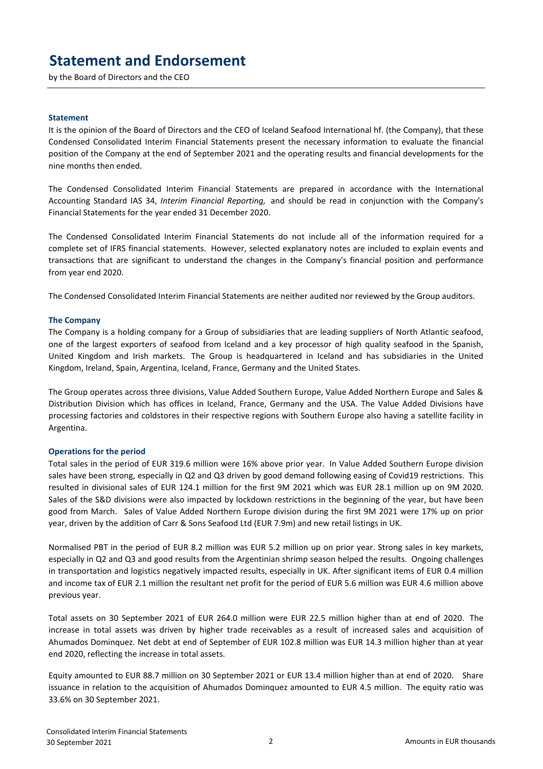# Statement and Endorsement

by the Board of Directors and the CEO

### Statement

It is the opinion of the Board of Directors and the CEO of Iceland Seafood International hf. (the Company), that these Condensed Consolidated Interim Financial Statements present the necessary information to evaluate the financial position of the Company at the end of September 2021 and the operating results and financial developments for the nine months then ended.

The Condensed Consolidated Interim Financial Statements are prepared in accordance with the International Accounting Standard IAS 34, *Interim Financial Reporting,* and should be read in conjunction with the Company's Financial Statements for the year ended 31 December 2020.

The Condensed Consolidated Interim Financial Statements do not include all of the information required for a complete set of IFRS financial statements. However, selected explanatory notes are included to explain events and transactions that are significant to understand the changes in the Company's financial position and performance from year end 2020.

The Condensed Consolidated Interim Financial Statements are neither audited nor reviewed by the Group auditors.

### The Company

The Company is a holding company for a Group of subsidiaries that are leading suppliers of North Atlantic seafood, one of the largest exporters of seafood from Iceland and a key processor of high quality seafood in the Spanish, United Kingdom and Irish markets. The Group is headquartered in Iceland and has subsidiaries in the United Kingdom, Ireland, Spain, Argentina, Iceland, France, Germany and the United States.

The Group operates across three divisions, Value Added Southern Europe, Value Added Northern Europe and Sales & Distribution Division which has offices in Iceland, France, Germany and the USA. The Value Added Divisions have processing factories and coldstores in their respective regions with Southern Europe also having a satellite facility in Argentina.

### Operations for the period

Total sales in the period of EUR 319.6 million were 16% above prior year. In Value Added Southern Europe division sales have been strong, especially in Q2 and Q3 driven by good demand following easing of Covid19 restrictions. This resulted in divisional sales of EUR 124.1 million for the first 9M 2021 which was EUR 28.1 million up on 9M 2020. Sales of the S&D divisions were also impacted by lockdown restrictions in the beginning of the year, but have been good from March. Sales of Value Added Northern Europe division during the first 9M 2021 were 17% up on prior year, driven by the addition of Carr & Sons Seafood Ltd (EUR 7.9m) and new retail listings in UK.

Normalised PBT in the period of EUR 8.2 million was EUR 5.2 million up on prior year. Strong sales in key markets, especially in Q2 and Q3 and good results from the Argentinian shrimp season helped the results. Ongoing challenges in transportation and logistics negatively impacted results, especially in UK. After significant items of EUR 0.4 million and income tax of EUR 2.1 million the resultant net profit for the period of EUR 5.6 million was EUR 4.6 million above previous year.

Total assets on 30 September 2021 of EUR 264.0 million were EUR 22.5 million higher than at end of 2020. The increase in total assets was driven by higher trade receivables as a result of increased sales and acquisition of Ahumados Dominquez. Net debt at end of September of EUR 102.8 million was EUR 14.3 million higher than at year end 2020, reflecting the increase in total assets.

Equity amounted to EUR 88.7 million on 30 September 2021 or EUR 13.4 million higher than at end of 2020. Share issuance in relation to the acquisition of Ahumados Dominquez amounted to EUR 4.5 million. The equity ratio was 33.6% on 30 September 2021.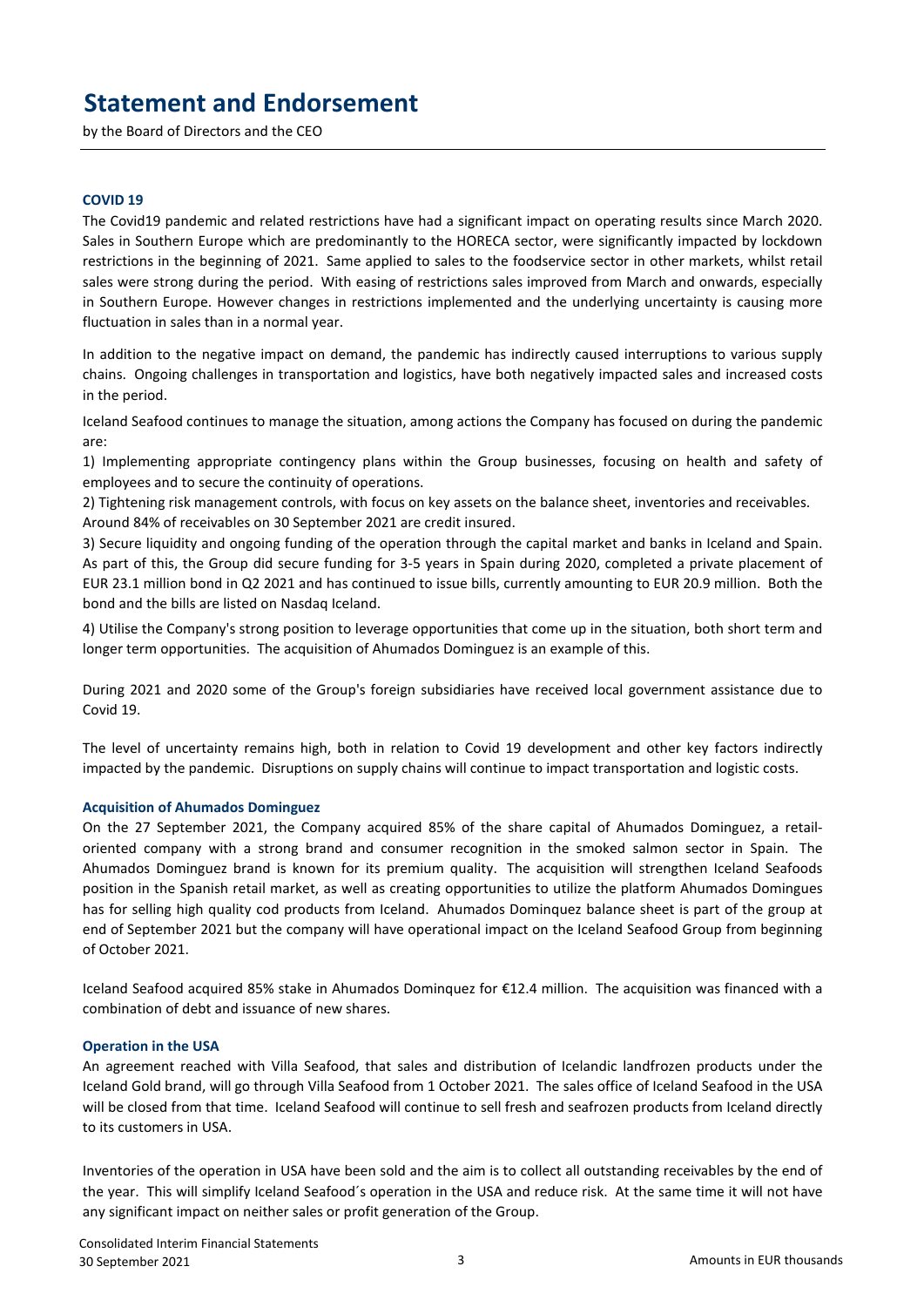# Statement and Endorsement

by the Board of Directors and the CEO

### COVID 19

The Covid19 pandemic and related restrictions have had a significant impact on operating results since March 2020. Sales in Southern Europe which are predominantly to the HORECA sector, were significantly impacted by lockdown restrictions in the beginning of 2021. Same applied to sales to the foodservice sector in other markets, whilst retail sales were strong during the period. With easing of restrictions sales improved from March and onwards, especially in Southern Europe. However changes in restrictions implemented and the underlying uncertainty is causing more fluctuation in sales than in a normal year.

In addition to the negative impact on demand, the pandemic has indirectly caused interruptions to various supply chains. Ongoing challenges in transportation and logistics, have both negatively impacted sales and increased costs in the period.

Iceland Seafood continues to manage the situation, among actions the Company has focused on during the pandemic are:

1) Implementing appropriate contingency plans within the Group businesses, focusing on health and safety of employees and to secure the continuity of operations.

2) Tightening risk management controls, with focus on key assets on the balance sheet, inventories and receivables. Around 84% of receivables on 30 September 2021 are credit insured.

3) Secure liquidity and ongoing funding of the operation through the capital market and banks in Iceland and Spain. As part of this, the Group did secure funding for 3-5 years in Spain during 2020, completed a private placement of EUR 23.1 million bond in Q2 2021 and has continued to issue bills, currently amounting to EUR 20.9 million. Both the bond and the bills are listed on Nasdaq Iceland.

4) Utilise the Company's strong position to leverage opportunities that come up in the situation, both short term and longer term opportunities. The acquisition of Ahumados Dominguez is an example of this.

During 2021 and 2020 some of the Group's foreign subsidiaries have received local government assistance due to Covid 19.

The level of uncertainty remains high, both in relation to Covid 19 development and other key factors indirectly impacted by the pandemic. Disruptions on supply chains will continue to impact transportation and logistic costs.

### Acquisition of Ahumados Dominguez

On the 27 September 2021, the Company acquired 85% of the share capital of Ahumados Dominguez, a retail-oriented company with a strong brand and consumer recognition in the smoked salmon sector in Spain. The Ahumados Dominguez brand is known for its premium quality. The acquisition will strengthen Iceland Seafoods position in the Spanish retail market, as well as creating opportunities to utilize the platform Ahumados Domingues has for selling high quality cod products from Iceland. Ahumados Dominquez balance sheet is part of the group at end of September 2021 but the company will have operational impact on the Iceland Seafood Group from beginning of October 2021.

Iceland Seafood acquired 85% stake in Ahumados Dominquez for €12.4 million. The acquisition was financed with a combination of debt and issuance of new shares.

### Operation in the USA

An agreement reached with Villa Seafood, that sales and distribution of Icelandic landfrozen products under the Iceland Gold brand, will go through Villa Seafood from 1 October 2021. The sales office of Iceland Seafood in the USA will be closed from that time. Iceland Seafood will continue to sell fresh and seafrozen products from Iceland directly to its customers in USA.

Inventories of the operation in USA have been sold and the aim is to collect all outstanding receivables by the end of the year. This will simplify Iceland Seafood´s operation in the USA and reduce risk. At the same time it will not have any significant impact on neither sales or profit generation of the Group.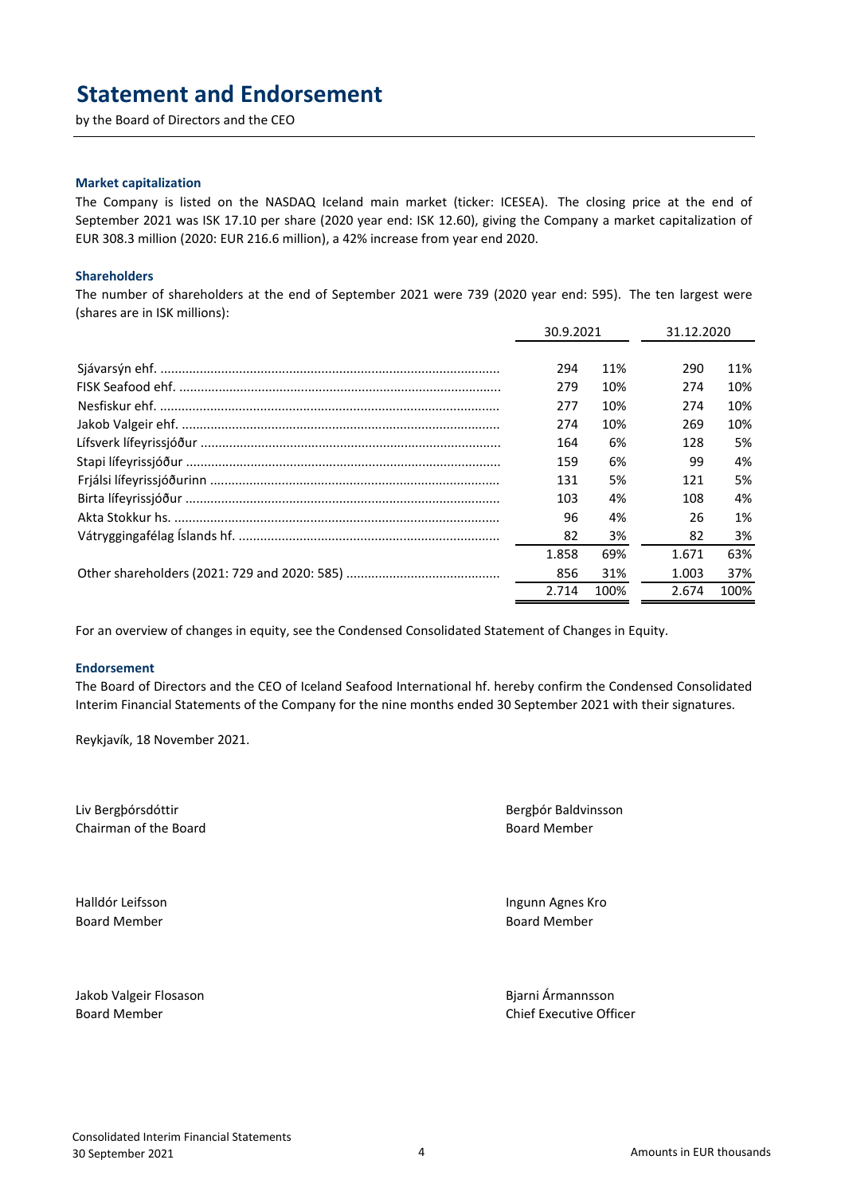# Statement and Endorsement

by the Board of Directors and the CEO

### Market capitalization

The Company is listed on the NASDAQ Iceland main market (ticker: ICESEA). The closing price at the end of September 2021 was ISK 17.10 per share (2020 year end: ISK 12.60), giving the Company a market capitalization of EUR 308.3 million (2020: EUR 216.6 million), a 42% increase from year end 2020.

### Shareholders

The number of shareholders at the end of September 2021 were 739 (2020 year end: 595). The ten largest were (shares are in ISK millions):

| | 30.9.2021 | | 31.12.2020 | |
|---|---|---|---|---|
| Sjávarsýn ehf. | 294 | 11% | 290 | 11% |
| FISK Seafood ehf. | 279 | 10% | 274 | 10% |
| Nesfiskur ehf. | 277 | 10% | 274 | 10% |
| Jakob Valgeir ehf. | 274 | 10% | 269 | 10% |
| Lífsverk lífeyrissjóður | 164 | 6% | 128 | 5% |
| Stapi lífeyrissjóður | 159 | 6% | 99 | 4% |
| Frjálsi lífeyrissjóðurinn | 131 | 5% | 121 | 5% |
| Birta lífeyrissjóður | 103 | 4% | 108 | 4% |
| Akta Stokkur hs. | 96 | 4% | 26 | 1% |
| Vátryggingafélag Íslands hf. | 82 | 3% | 82 | 3% |
| | 1.858 | 69% | 1.671 | 63% |
| Other shareholders (2021: 729 and 2020: 585) | 856 | 31% | 1.003 | 37% |
| | 2.714 | 100% | 2.674 | 100% |

For an overview of changes in equity, see the Condensed Consolidated Statement of Changes in Equity.

### Endorsement

The Board of Directors and the CEO of Iceland Seafood International hf. hereby confirm the Condensed Consolidated Interim Financial Statements of the Company for the nine months ended 30 September 2021 with their signatures.

Reykjavík, 18 November 2021.

Liv Bergþórsdóttir
Chairman of the Board

Bergþór Baldvinsson
Board Member

Halldór Leifsson
Board Member

Ingunn Agnes Kro
Board Member

Jakob Valgeir Flosason
Board Member

Bjarni Ármannsson
Chief Executive Officer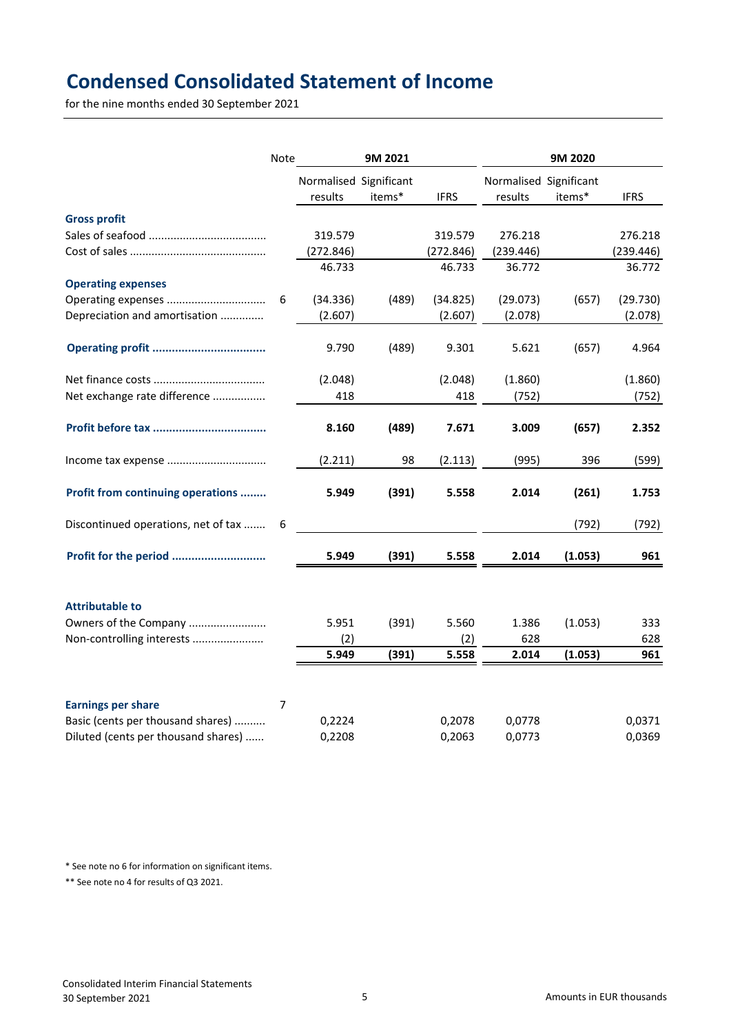# Condensed Consolidated Statement of Income

for the nine months ended 30 September 2021

| | Note | 9M 2021 | | | 9M 2020 | | |
|---|---|---|---|---|---|---|---|
| | | Normalised results | Significant items* | IFRS | Normalised results | Significant items* | IFRS |
| **Gross profit** | | | | | | | |
| Sales of seafood | | 319.579 | | 319.579 | 276.218 | | 276.218 |
| Cost of sales | | (272.846) | | (272.846) | (239.446) | | (239.446) |
| | | 46.733 | | 46.733 | 36.772 | | 36.772 |
| **Operating expenses** | | | | | | | |
| Operating expenses | 6 | (34.336) | (489) | (34.825) | (29.073) | (657) | (29.730) |
| Depreciation and amortisation | | (2.607) | | (2.607) | (2.078) | | (2.078) |
| **Operating profit** | | 9.790 | (489) | 9.301 | 5.621 | (657) | 4.964 |
| Net finance costs | | (2.048) | | (2.048) | (1.860) | | (1.860) |
| Net exchange rate difference | | 418 | | 418 | (752) | | (752) |
| **Profit before tax** | | **8.160** | **(489)** | **7.671** | **3.009** | **(657)** | **2.352** |
| Income tax expense | | (2.211) | 98 | (2.113) | (995) | 396 | (599) |
| **Profit from continuing operations** | | **5.949** | **(391)** | **5.558** | **2.014** | **(261)** | **1.753** |
| Discontinued operations, net of tax | 6 | | | | | (792) | (792) |
| **Profit for the period** | | **5.949** | **(391)** | **5.558** | **2.014** | **(1.053)** | **961** |
| **Attributable to** | | | | | | | |
| Owners of the Company | | 5.951 | (391) | 5.560 | 1.386 | (1.053) | 333 |
| Non-controlling interests | | (2) | | (2) | 628 | | 628 |
| | | **5.949** | **(391)** | **5.558** | **2.014** | **(1.053)** | **961** |
| **Earnings per share** | 7 | | | | | | |
| Basic (cents per thousand shares) | | 0,2224 | | 0,2078 | 0,0778 | | 0,0371 |
| Diluted (cents per thousand shares) | | 0,2208 | | 0,2063 | 0,0773 | | 0,0369 |

* See note no 6 for information on significant items.

** See note no 4 for results of Q3 2021.

Consolidated Interim Financial Statements
30 September 2021

Amounts in EUR thousands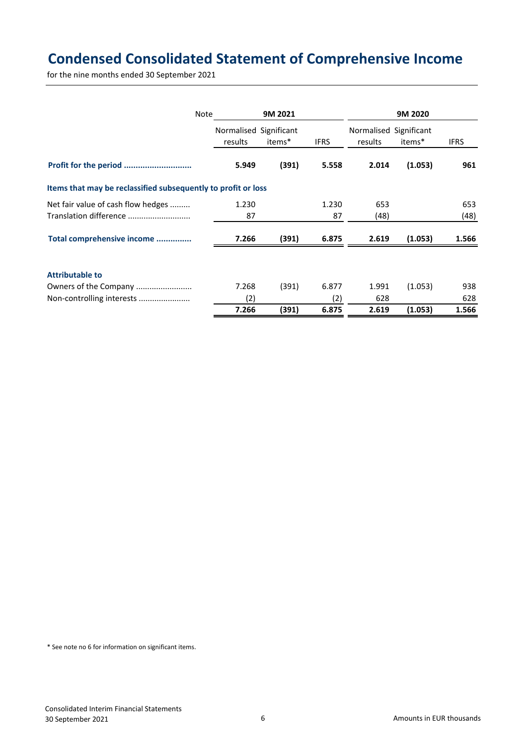# Condensed Consolidated Statement of Comprehensive Income

for the nine months ended 30 September 2021

| | Note | 9M 2021 | | | 9M 2020 | | |
|---|---|---|---|---|---|---|---|
| | | Normalised results | Significant items* | IFRS | Normalised results | Significant items* | IFRS |
| **Profit for the period** | | **5.949** | **(391)** | **5.558** | **2.014** | **(1.053)** | **961** |
| **Items that may be reclassified subsequently to profit or loss** | | | | | | | |
| Net fair value of cash flow hedges | | 1.230 | | 1.230 | 653 | | 653 |
| Translation difference | | 87 | | 87 | (48) | | (48) |
| **Total comprehensive income** | | **7.266** | **(391)** | **6.875** | **2.619** | **(1.053)** | **1.566** |
| **Attributable to** | | | | | | | |
| Owners of the Company | | 7.268 | (391) | 6.877 | 1.991 | (1.053) | 938 |
| Non-controlling interests | | (2) | | (2) | 628 | | 628 |
| | | **7.266** | **(391)** | **6.875** | **2.619** | **(1.053)** | **1.566** |

* See note no 6 for information on significant items.

Amounts in EUR thousands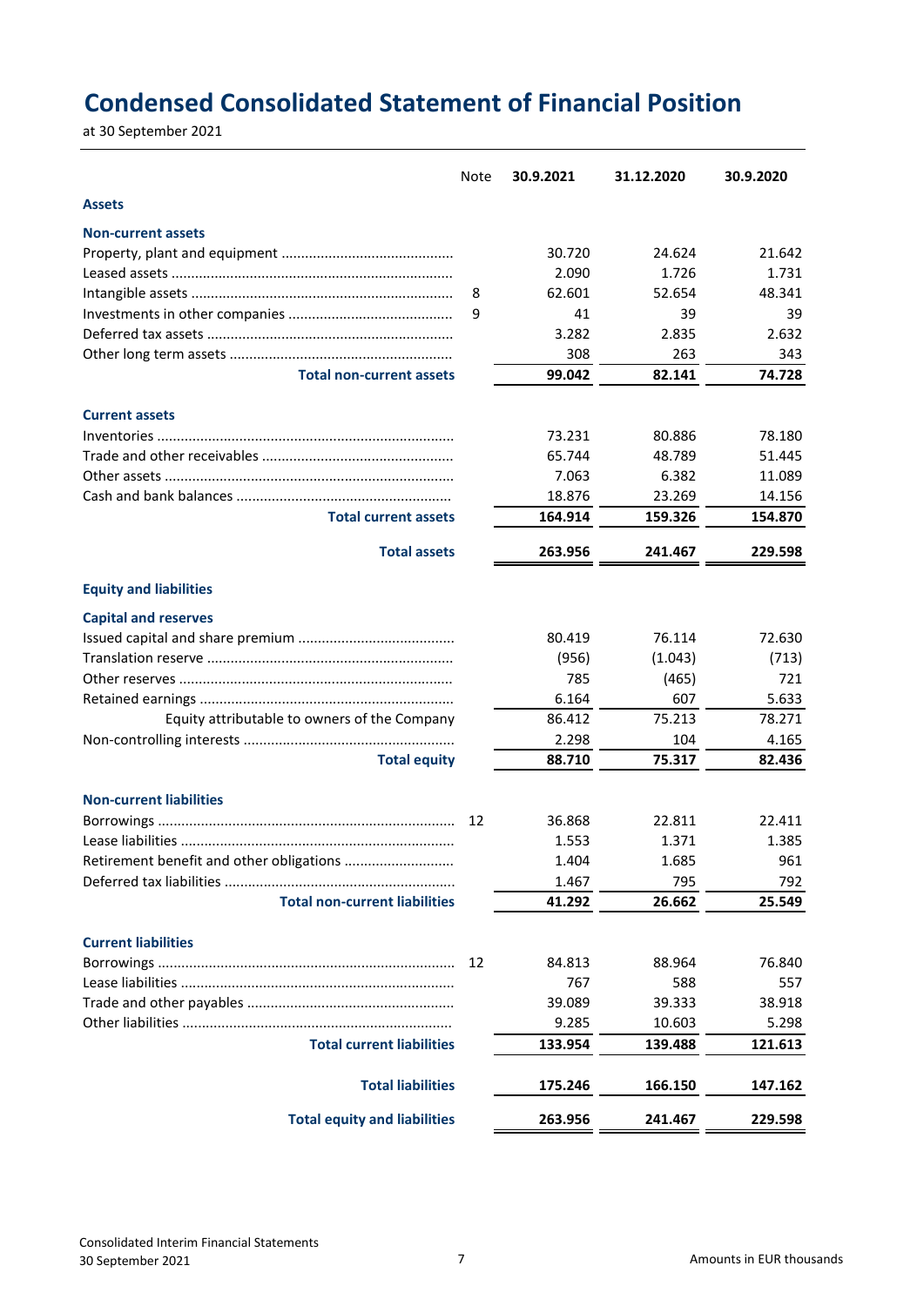# Condensed Consolidated Statement of Financial Position

at 30 September 2021

| | Note | 30.9.2021 | 31.12.2020 | 30.9.2020 |
|---|---|---|---|---|
| **Assets** | | | | |
| **Non-current assets** | | | | |
| Property, plant and equipment | | 30.720 | 24.624 | 21.642 |
| Leased assets | | 2.090 | 1.726 | 1.731 |
| Intangible assets | 8 | 62.601 | 52.654 | 48.341 |
| Investments in other companies | 9 | 41 | 39 | 39 |
| Deferred tax assets | | 3.282 | 2.835 | 2.632 |
| Other long term assets | | 308 | 263 | 343 |
| **Total non-current assets** | | **99.042** | **82.141** | **74.728** |
| **Current assets** | | | | |
| Inventories | | 73.231 | 80.886 | 78.180 |
| Trade and other receivables | | 65.744 | 48.789 | 51.445 |
| Other assets | | 7.063 | 6.382 | 11.089 |
| Cash and bank balances | | 18.876 | 23.269 | 14.156 |
| **Total current assets** | | **164.914** | **159.326** | **154.870** |
| **Total assets** | | **263.956** | **241.467** | **229.598** |
| **Equity and liabilities** | | | | |
| **Capital and reserves** | | | | |
| Issued capital and share premium | | 80.419 | 76.114 | 72.630 |
| Translation reserve | | (956) | (1.043) | (713) |
| Other reserves | | 785 | (465) | 721 |
| Retained earnings | | 6.164 | 607 | 5.633 |
| Equity attributable to owners of the Company | | 86.412 | 75.213 | 78.271 |
| Non-controlling interests | | 2.298 | 104 | 4.165 |
| **Total equity** | | **88.710** | **75.317** | **82.436** |
| **Non-current liabilities** | | | | |
| Borrowings | 12 | 36.868 | 22.811 | 22.411 |
| Lease liabilities | | 1.553 | 1.371 | 1.385 |
| Retirement benefit and other obligations | | 1.404 | 1.685 | 961 |
| Deferred tax liabilities | | 1.467 | 795 | 792 |
| **Total non-current liabilities** | | **41.292** | **26.662** | **25.549** |
| **Current liabilities** | | | | |
| Borrowings | 12 | 84.813 | 88.964 | 76.840 |
| Lease liabilities | | 767 | 588 | 557 |
| Trade and other payables | | 39.089 | 39.333 | 38.918 |
| Other liabilities | | 9.285 | 10.603 | 5.298 |
| **Total current liabilities** | | **133.954** | **139.488** | **121.613** |
| **Total liabilities** | | **175.246** | **166.150** | **147.162** |
| **Total equity and liabilities** | | **263.956** | **241.467** | **229.598** |

Amounts in EUR thousands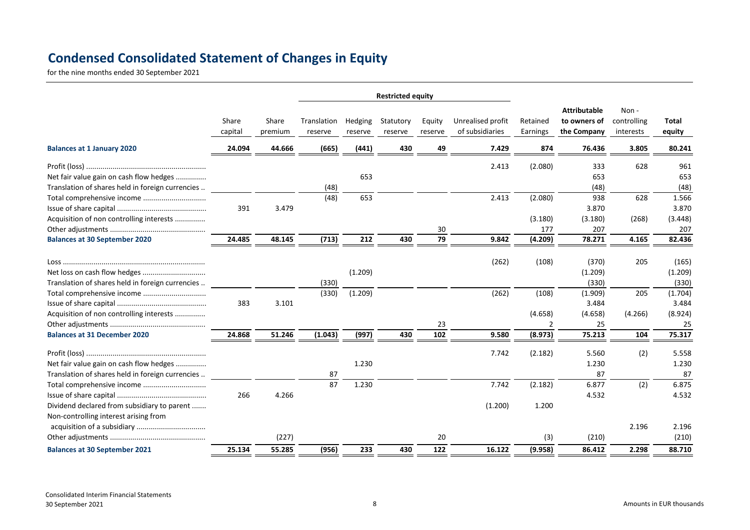# Condensed Consolidated Statement of Changes in Equity

for the nine months ended 30 September 2021

| | Share capital | Share premium | Restricted equity | | | | | Retained Earnings | Attributable to owners of the Company | Non - controlling interests | Total equity |
|---|---|---|---|---|---|---|---|---|---|---|---|
| | | | Translation reserve | Hedging reserve | Statutory reserve | Equity reserve | Unrealised profit of subsidiaries | | | | |
| **Balances at 1 January 2020** | **24.094** | **44.666** | **(665)** | **(441)** | **430** | **49** | **7.429** | **874** | **76.436** | **3.805** | **80.241** |
| Profit (loss) | | | | | | | 2.413 | (2.080) | 333 | 628 | 961 |
| Net fair value gain on cash flow hedges | | | | 653 | | | | | 653 | | 653 |
| Translation of shares held in foreign currencies | | | (48) | | | | | | (48) | | (48) |
| Total comprehensive income | | | (48) | 653 | | | 2.413 | (2.080) | 938 | 628 | 1.566 |
| Issue of share capital | 391 | 3.479 | | | | | | | 3.870 | | 3.870 |
| Acquisition of non controlling interests | | | | | | | | (3.180) | (3.180) | (268) | (3.448) |
| Other adjustments | | | | | | 30 | | 177 | 207 | | 207 |
| **Balances at 30 September 2020** | **24.485** | **48.145** | **(713)** | **212** | **430** | **79** | **9.842** | **(4.209)** | **78.271** | **4.165** | **82.436** |
| Loss | | | | | | | (262) | (108) | (370) | 205 | (165) |
| Net loss on cash flow hedges | | | | (1.209) | | | | | (1.209) | | (1.209) |
| Translation of shares held in foreign currencies | | | (330) | | | | | | (330) | | (330) |
| Total comprehensive income | | | (330) | (1.209) | | | (262) | (108) | (1.909) | 205 | (1.704) |
| Issue of share capital | 383 | 3.101 | | | | | | | 3.484 | | 3.484 |
| Acquisition of non controlling interests | | | | | | | | (4.658) | (4.658) | (4.266) | (8.924) |
| Other adjustments | | | | | | 23 | | 2 | 25 | | 25 |
| **Balances at 31 December 2020** | **24.868** | **51.246** | **(1.043)** | **(997)** | **430** | **102** | **9.580** | **(8.973)** | **75.213** | **104** | **75.317** |
| Profit (loss) | | | | | | | 7.742 | (2.182) | 5.560 | (2) | 5.558 |
| Net fair value gain on cash flow hedges | | | | 1.230 | | | | | 1.230 | | 1.230 |
| Translation of shares held in foreign currencies | | | 87 | | | | | | 87 | | 87 |
| Total comprehensive income | | | 87 | 1.230 | | | 7.742 | (2.182) | 6.877 | (2) | 6.875 |
| Issue of share capital | 266 | 4.266 | | | | | | | 4.532 | | 4.532 |
| Dividend declared from subsidiary to parent | | | | | | | (1.200) | 1.200 | | | |
| Non-controlling interest arising from acquisition of a subsidiary | | | | | | | | | | 2.196 | 2.196 |
| Other adjustments | | (227) | | | | 20 | | (3) | (210) | | (210) |
| **Balances at 30 September 2021** | **25.134** | **55.285** | **(956)** | **233** | **430** | **122** | **16.122** | **(9.958)** | **86.412** | **2.298** | **88.710** |

Amounts in EUR thousands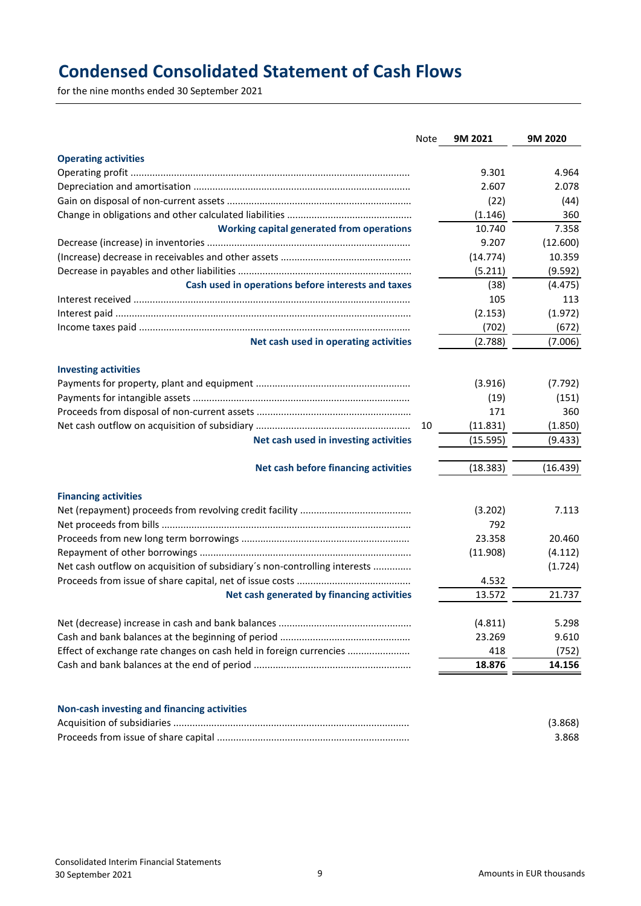# Condensed Consolidated Statement of Cash Flows

for the nine months ended 30 September 2021

| | Note | 9M 2021 | 9M 2020 |
|---|---|---|---|
| **Operating activities** | | | |
| Operating profit | | 9.301 | 4.964 |
| Depreciation and amortisation | | 2.607 | 2.078 |
| Gain on disposal of non-current assets | | (22) | (44) |
| Change in obligations and other calculated liabilities | | (1.146) | 360 |
| **Working capital generated from operations** | | 10.740 | 7.358 |
| Decrease (increase) in inventories | | 9.207 | (12.600) |
| (Increase) decrease in receivables and other assets | | (14.774) | 10.359 |
| Decrease in payables and other liabilities | | (5.211) | (9.592) |
| **Cash used in operations before interests and taxes** | | (38) | (4.475) |
| Interest received | | 105 | 113 |
| Interest paid | | (2.153) | (1.972) |
| Income taxes paid | | (702) | (672) |
| **Net cash used in operating activities** | | (2.788) | (7.006) |
| **Investing activities** | | | |
| Payments for property, plant and equipment | | (3.916) | (7.792) |
| Payments for intangible assets | | (19) | (151) |
| Proceeds from disposal of non-current assets | | 171 | 360 |
| Net cash outflow on acquisition of subsidiary | 10 | (11.831) | (1.850) |
| **Net cash used in investing activities** | | (15.595) | (9.433) |
| **Net cash before financing activities** | | (18.383) | (16.439) |
| **Financing activities** | | | |
| Net (repayment) proceeds from revolving credit facility | | (3.202) | 7.113 |
| Net proceeds from bills | | 792 | |
| Proceeds from new long term borrowings | | 23.358 | 20.460 |
| Repayment of other borrowings | | (11.908) | (4.112) |
| Net cash outflow on acquisition of subsidiary´s non-controlling interests | | | (1.724) |
| Proceeds from issue of share capital, net of issue costs | | 4.532 | |
| **Net cash generated by financing activities** | | 13.572 | 21.737 |
| Net (decrease) increase in cash and bank balances | | (4.811) | 5.298 |
| Cash and bank balances at the beginning of period | | 23.269 | 9.610 |
| Effect of exchange rate changes on cash held in foreign currencies | | 418 | (752) |
| Cash and bank balances at the end of period | | **18.876** | **14.156** |

| **Non-cash investing and financing activities** | | | |
|---|---|---|---|
| Acquisition of subsidiaries | | | (3.868) |
| Proceeds from issue of share capital | | | 3.868 |

Consolidated Interim Financial Statements
30 September 2021

Amounts in EUR thousands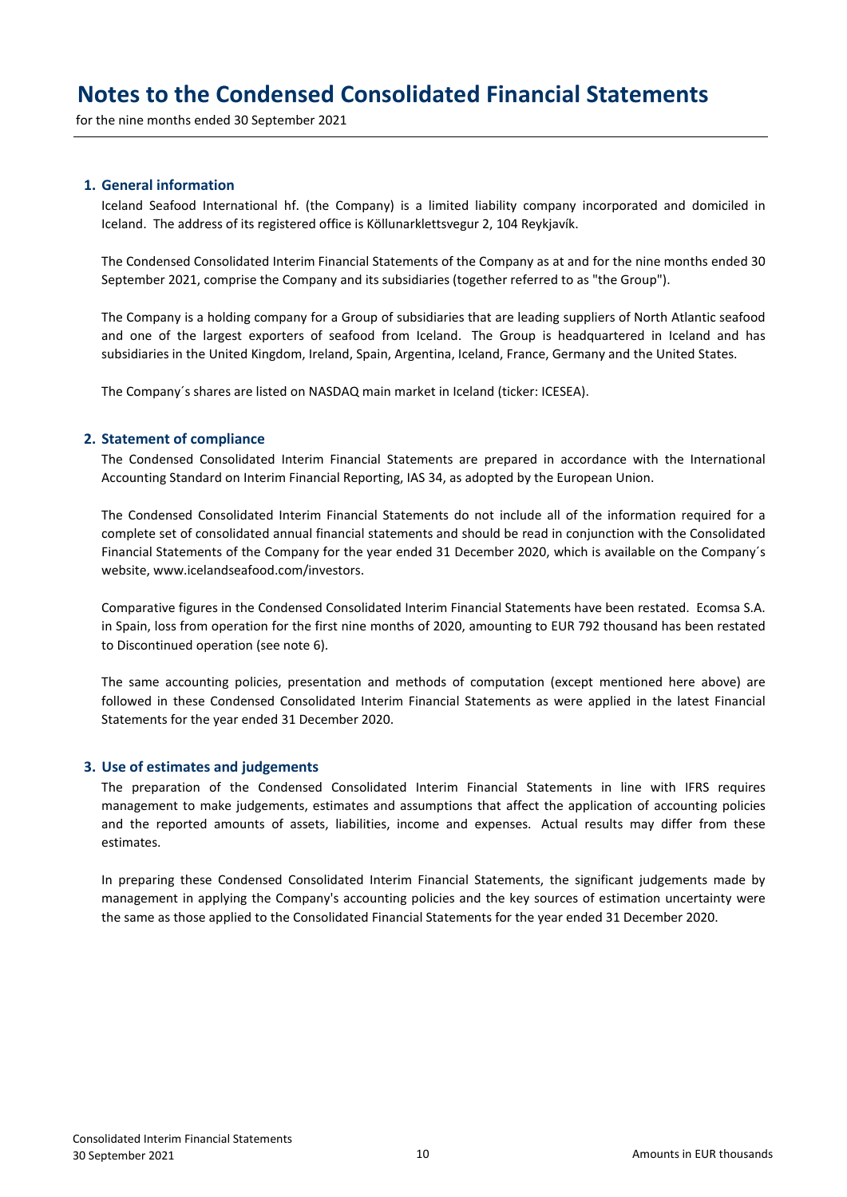# Notes to the Condensed Consolidated Financial Statements

for the nine months ended 30 September 2021

## 1. General information

Iceland Seafood International hf. (the Company) is a limited liability company incorporated and domiciled in Iceland. The address of its registered office is Köllunarklettsvegur 2, 104 Reykjavík.

The Condensed Consolidated Interim Financial Statements of the Company as at and for the nine months ended 30 September 2021, comprise the Company and its subsidiaries (together referred to as "the Group").

The Company is a holding company for a Group of subsidiaries that are leading suppliers of North Atlantic seafood and one of the largest exporters of seafood from Iceland. The Group is headquartered in Iceland and has subsidiaries in the United Kingdom, Ireland, Spain, Argentina, Iceland, France, Germany and the United States.

The Company´s shares are listed on NASDAQ main market in Iceland (ticker: ICESEA).

## 2. Statement of compliance

The Condensed Consolidated Interim Financial Statements are prepared in accordance with the International Accounting Standard on Interim Financial Reporting, IAS 34, as adopted by the European Union.

The Condensed Consolidated Interim Financial Statements do not include all of the information required for a complete set of consolidated annual financial statements and should be read in conjunction with the Consolidated Financial Statements of the Company for the year ended 31 December 2020, which is available on the Company´s website, www.icelandseafood.com/investors.

Comparative figures in the Condensed Consolidated Interim Financial Statements have been restated. Ecomsa S.A. in Spain, loss from operation for the first nine months of 2020, amounting to EUR 792 thousand has been restated to Discontinued operation (see note 6).

The same accounting policies, presentation and methods of computation (except mentioned here above) are followed in these Condensed Consolidated Interim Financial Statements as were applied in the latest Financial Statements for the year ended 31 December 2020.

## 3. Use of estimates and judgements

The preparation of the Condensed Consolidated Interim Financial Statements in line with IFRS requires management to make judgements, estimates and assumptions that affect the application of accounting policies and the reported amounts of assets, liabilities, income and expenses. Actual results may differ from these estimates.

In preparing these Condensed Consolidated Interim Financial Statements, the significant judgements made by management in applying the Company's accounting policies and the key sources of estimation uncertainty were the same as those applied to the Consolidated Financial Statements for the year ended 31 December 2020.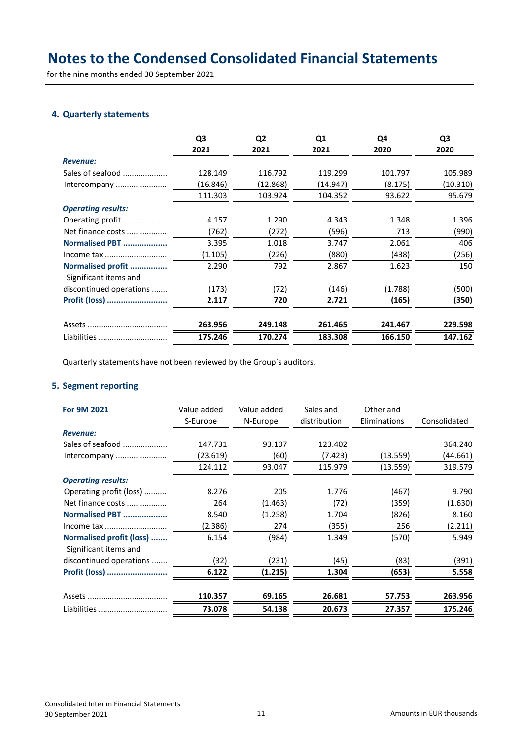# Notes to the Condensed Consolidated Financial Statements

for the nine months ended 30 September 2021

## 4. Quarterly statements

| | Q3 2021 | Q2 2021 | Q1 2021 | Q4 2020 | Q3 2020 |
|---|---|---|---|---|---|
| ***Revenue:*** | | | | | |
| Sales of seafood | 128.149 | 116.792 | 119.299 | 101.797 | 105.989 |
| Intercompany | (16.846) | (12.868) | (14.947) | (8.175) | (10.310) |
| | 111.303 | 103.924 | 104.352 | 93.622 | 95.679 |
| ***Operating results:*** | | | | | |
| Operating profit | 4.157 | 1.290 | 4.343 | 1.348 | 1.396 |
| Net finance costs | (762) | (272) | (596) | 713 | (990) |
| **Normalised PBT** | 3.395 | 1.018 | 3.747 | 2.061 | 406 |
| Income tax | (1.105) | (226) | (880) | (438) | (256) |
| **Normalised profit** | 2.290 | 792 | 2.867 | 1.623 | 150 |
| Significant items and discontinued operations | (173) | (72) | (146) | (1.788) | (500) |
| **Profit (loss)** | **2.117** | **720** | **2.721** | **(165)** | **(350)** |
| Assets | **263.956** | **249.148** | **261.465** | **241.467** | **229.598** |
| Liabilities | **175.246** | **170.274** | **183.308** | **166.150** | **147.162** |

Quarterly statements have not been reviewed by the Group´s auditors.

## 5. Segment reporting

| **For 9M 2021** | Value added S-Europe | Value added N-Europe | Sales and distribution | Other and Eliminations | Consolidated |
|---|---|---|---|---|---|
| ***Revenue:*** | | | | | |
| Sales of seafood | 147.731 | 93.107 | 123.402 | | 364.240 |
| Intercompany | (23.619) | (60) | (7.423) | (13.559) | (44.661) |
| | 124.112 | 93.047 | 115.979 | (13.559) | 319.579 |
| ***Operating results:*** | | | | | |
| Operating profit (loss) | 8.276 | 205 | 1.776 | (467) | 9.790 |
| Net finance costs | 264 | (1.463) | (72) | (359) | (1.630) |
| **Normalised PBT** | 8.540 | (1.258) | 1.704 | (826) | 8.160 |
| Income tax | (2.386) | 274 | (355) | 256 | (2.211) |
| **Normalised profit (loss)** | 6.154 | (984) | 1.349 | (570) | 5.949 |
| Significant items and discontinued operations | (32) | (231) | (45) | (83) | (391) |
| **Profit (loss)** | **6.122** | **(1.215)** | **1.304** | **(653)** | **5.558** |
| Assets | **110.357** | **69.165** | **26.681** | **57.753** | **263.956** |
| Liabilities | **73.078** | **54.138** | **20.673** | **27.357** | **175.246** |

Amounts in EUR thousands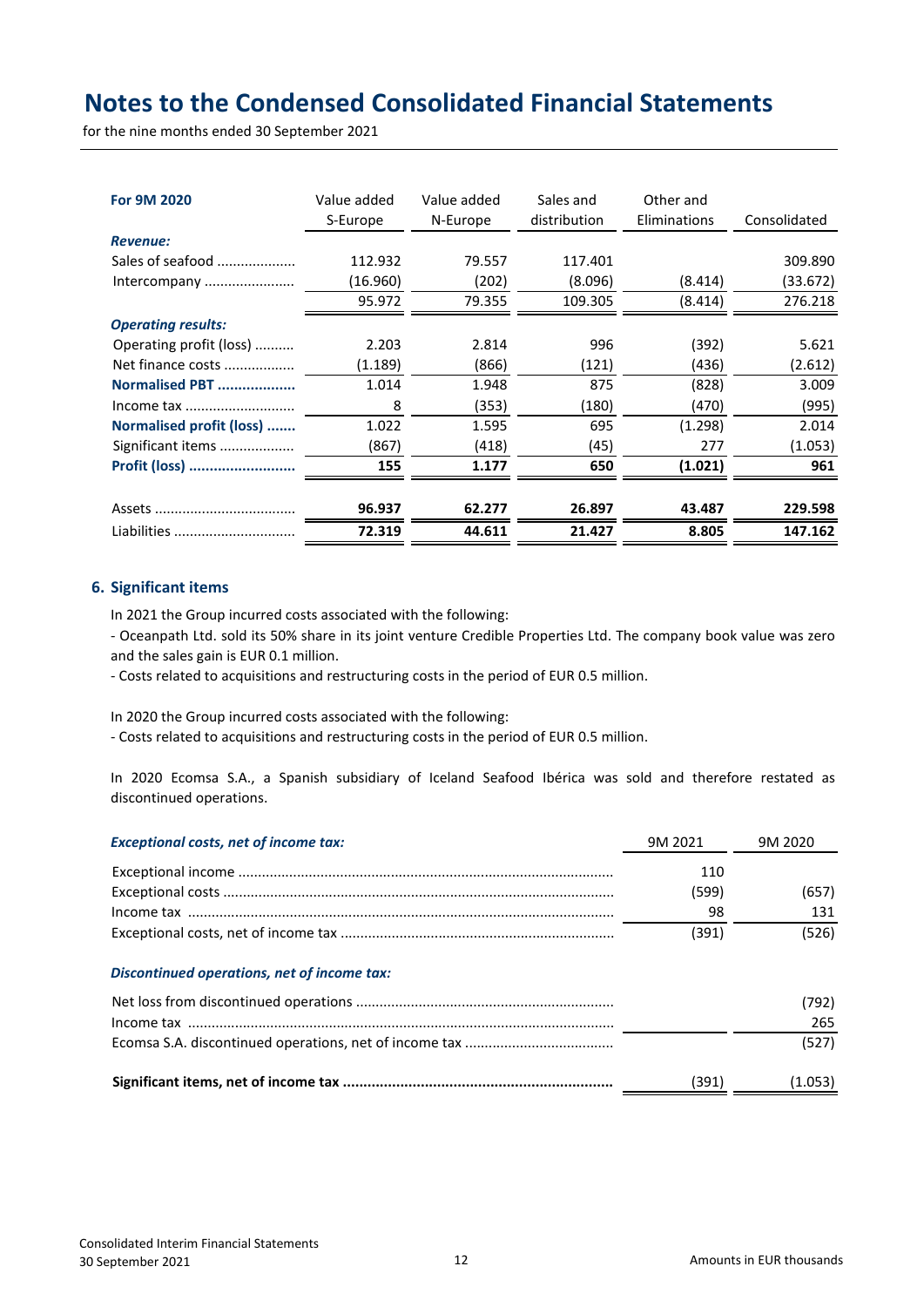# Notes to the Condensed Consolidated Financial Statements

for the nine months ended 30 September 2021

| For 9M 2020 | Value added S-Europe | Value added N-Europe | Sales and distribution | Other and Eliminations | Consolidated |
|---|---|---|---|---|---|
| ***Revenue:*** | | | | | |
| Sales of seafood | 112.932 | 79.557 | 117.401 | | 309.890 |
| Intercompany | (16.960) | (202) | (8.096) | (8.414) | (33.672) |
| | 95.972 | 79.355 | 109.305 | (8.414) | 276.218 |
| ***Operating results:*** | | | | | |
| Operating profit (loss) | 2.203 | 2.814 | 996 | (392) | 5.621 |
| Net finance costs | (1.189) | (866) | (121) | (436) | (2.612) |
| **Normalised PBT** | 1.014 | 1.948 | 875 | (828) | 3.009 |
| Income tax | 8 | (353) | (180) | (470) | (995) |
| **Normalised profit (loss)** | 1.022 | 1.595 | 695 | (1.298) | 2.014 |
| Significant items | (867) | (418) | (45) | 277 | (1.053) |
| **Profit (loss)** | **155** | **1.177** | **650** | **(1.021)** | **961** |
| Assets | **96.937** | **62.277** | **26.897** | **43.487** | **229.598** |
| Liabilities | **72.319** | **44.611** | **21.427** | **8.805** | **147.162** |

## 6. Significant items

In 2021 the Group incurred costs associated with the following:

- Oceanpath Ltd. sold its 50% share in its joint venture Credible Properties Ltd. The company book value was zero and the sales gain is EUR 0.1 million.
- Costs related to acquisitions and restructuring costs in the period of EUR 0.5 million.

In 2020 the Group incurred costs associated with the following:

- Costs related to acquisitions and restructuring costs in the period of EUR 0.5 million.

In 2020 Ecomsa S.A., a Spanish subsidiary of Iceland Seafood Ibérica was sold and therefore restated as discontinued operations.

| ***Exceptional costs, net of income tax:*** | 9M 2021 | 9M 2020 |
|---|---|---|
| Exceptional income | 110 | |
| Exceptional costs | (599) | (657) |
| Income tax | 98 | 131 |
| Exceptional costs, net of income tax | (391) | (526) |
| ***Discontinued operations, net of income tax:*** | | |
| Net loss from discontinued operations | | (792) |
| Income tax | | 265 |
| Ecomsa S.A. discontinued operations, net of income tax | | (527) |
| **Significant items, net of income tax** | (391) | (1.053) |

Amounts in EUR thousands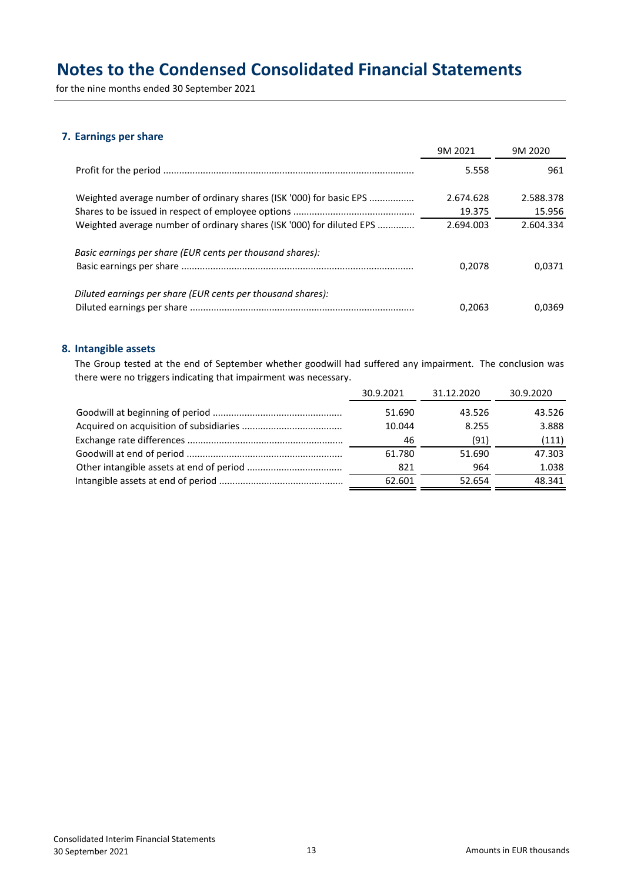# Notes to the Condensed Consolidated Financial Statements

for the nine months ended 30 September 2021

## 7. Earnings per share

| | 9M 2021 | 9M 2020 |
|---|---|---|
| Profit for the period | 5.558 | 961 |
| | | |
| Weighted average number of ordinary shares (ISK '000) for basic EPS | 2.674.628 | 2.588.378 |
| Shares to be issued in respect of employee options | 19.375 | 15.956 |
| Weighted average number of ordinary shares (ISK '000) for diluted EPS | 2.694.003 | 2.604.334 |
| | | |
| *Basic earnings per share (EUR cents per thousand shares):* | | |
| Basic earnings per share | 0,2078 | 0,0371 |
| | | |
| *Diluted earnings per share (EUR cents per thousand shares):* | | |
| Diluted earnings per share | 0,2063 | 0,0369 |

## 8. Intangible assets

The Group tested at the end of September whether goodwill had suffered any impairment. The conclusion was there were no triggers indicating that impairment was necessary.

| | 30.9.2021 | 31.12.2020 | 30.9.2020 |
|---|---|---|---|
| Goodwill at beginning of period | 51.690 | 43.526 | 43.526 |
| Acquired on acquisition of subsidiaries | 10.044 | 8.255 | 3.888 |
| Exchange rate differences | 46 | (91) | (111) |
| Goodwill at end of period | 61.780 | 51.690 | 47.303 |
| Other intangible assets at end of period | 821 | 964 | 1.038 |
| Intangible assets at end of period | 62.601 | 52.654 | 48.341 |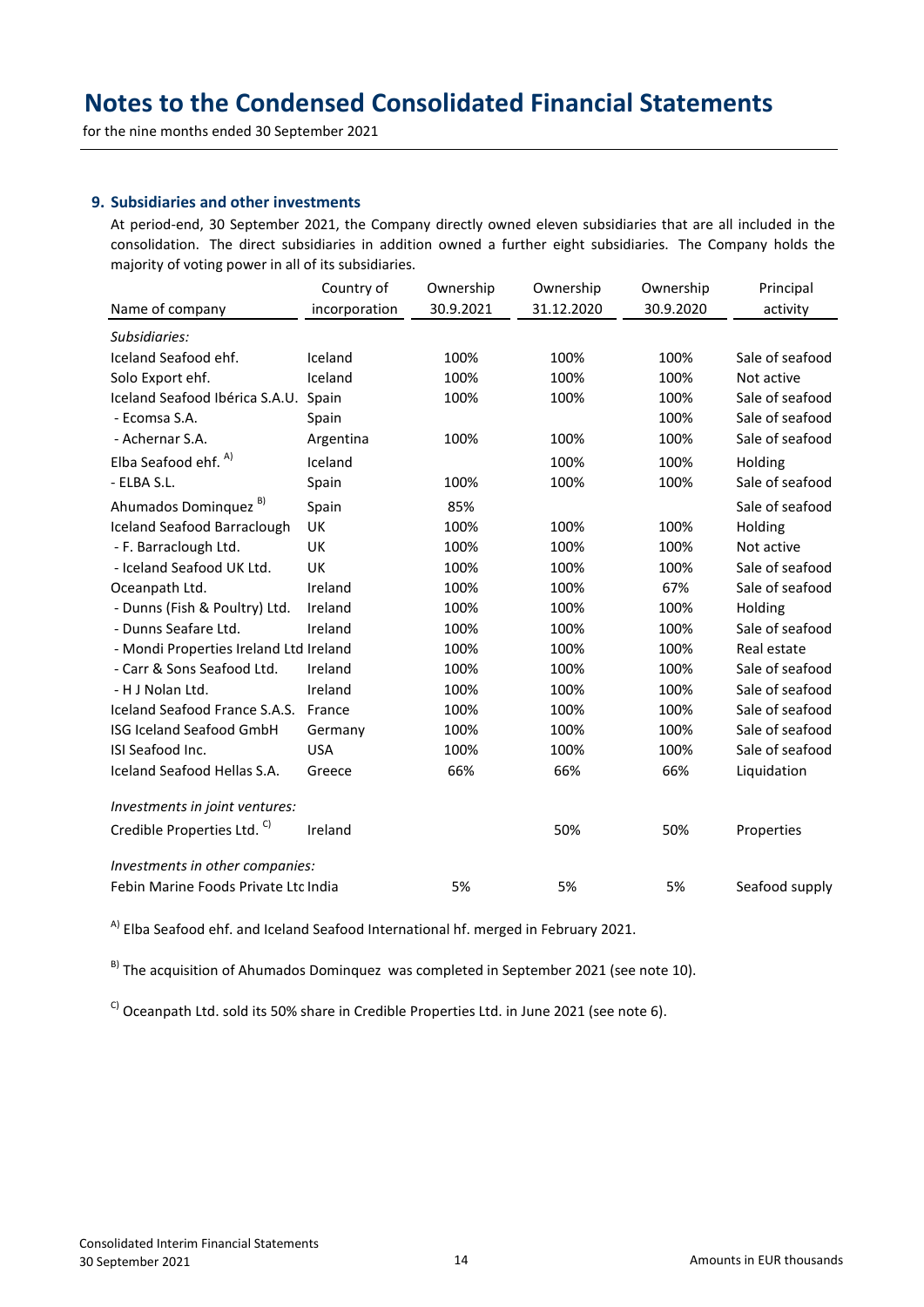# Notes to the Condensed Consolidated Financial Statements

for the nine months ended 30 September 2021

## 9. Subsidiaries and other investments

At period-end, 30 September 2021, the Company directly owned eleven subsidiaries that are all included in the consolidation. The direct subsidiaries in addition owned a further eight subsidiaries. The Company holds the majority of voting power in all of its subsidiaries.

| Name of company | Country of incorporation | Ownership 30.9.2021 | Ownership 31.12.2020 | Ownership 30.9.2020 | Principal activity |
|---|---|---|---|---|---|
| *Subsidiaries:* | | | | | |
| Iceland Seafood ehf. | Iceland | 100% | 100% | 100% | Sale of seafood |
| Solo Export ehf. | Iceland | 100% | 100% | 100% | Not active |
| Iceland Seafood Ibérica S.A.U. | Spain | 100% | 100% | 100% | Sale of seafood |
| - Ecomsa S.A. | Spain | | | 100% | Sale of seafood |
| - Achernar S.A. | Argentina | 100% | 100% | 100% | Sale of seafood |
| Elba Seafood ehf. [A] | Iceland | | 100% | 100% | Holding |
| - ELBA S.L. | Spain | 100% | 100% | 100% | Sale of seafood |
| Ahumados Dominquez [B] | Spain | 85% | | | Sale of seafood |
| Iceland Seafood Barraclough | UK | 100% | 100% | 100% | Holding |
| - F. Barraclough Ltd. | UK | 100% | 100% | 100% | Not active |
| - Iceland Seafood UK Ltd. | UK | 100% | 100% | 100% | Sale of seafood |
| Oceanpath Ltd. | Ireland | 100% | 100% | 67% | Sale of seafood |
| - Dunns (Fish & Poultry) Ltd. | Ireland | 100% | 100% | 100% | Holding |
| - Dunns Seafare Ltd. | Ireland | 100% | 100% | 100% | Sale of seafood |
| - Mondi Properties Ireland Ltd | Ireland | 100% | 100% | 100% | Real estate |
| - Carr & Sons Seafood Ltd. | Ireland | 100% | 100% | 100% | Sale of seafood |
| - H J Nolan Ltd. | Ireland | 100% | 100% | 100% | Sale of seafood |
| Iceland Seafood France S.A.S. | France | 100% | 100% | 100% | Sale of seafood |
| ISG Iceland Seafood GmbH | Germany | 100% | 100% | 100% | Sale of seafood |
| ISI Seafood Inc. | USA | 100% | 100% | 100% | Sale of seafood |
| Iceland Seafood Hellas S.A. | Greece | 66% | 66% | 66% | Liquidation |
| *Investments in joint ventures:* | | | | | |
| Credible Properties Ltd. [C] | Ireland | | 50% | 50% | Properties |
| *Investments in other companies:* | | | | | |
| Febin Marine Foods Private Ltd | India | 5% | 5% | 5% | Seafood supply |

[A] Elba Seafood ehf. and Iceland Seafood International hf. merged in February 2021.

[B] The acquisition of Ahumados Dominquez was completed in September 2021 (see note 10).

[C] Oceanpath Ltd. sold its 50% share in Credible Properties Ltd. in June 2021 (see note 6).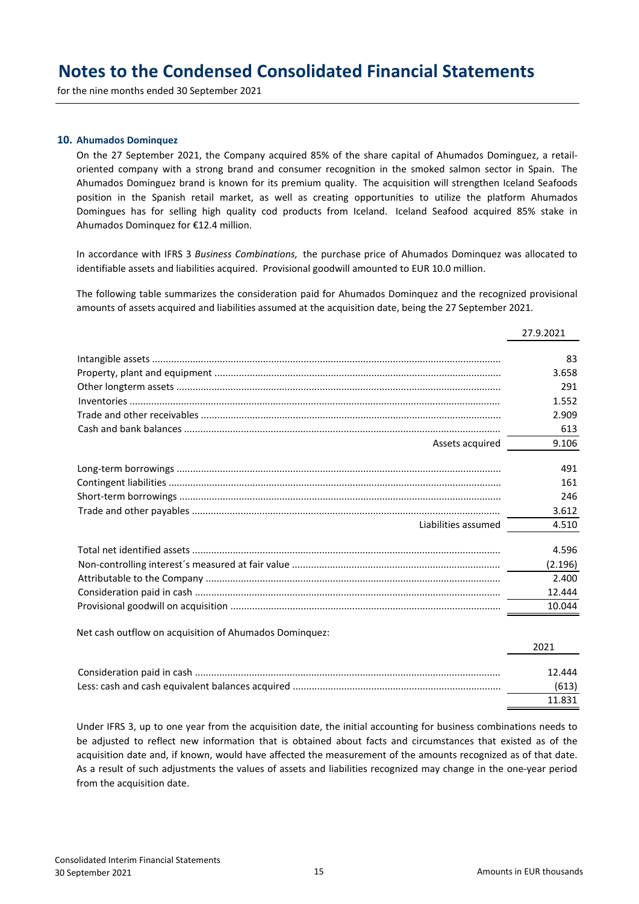# Notes to the Condensed Consolidated Financial Statements

for the nine months ended 30 September 2021

### 10. Ahumados Dominquez

On the 27 September 2021, the Company acquired 85% of the share capital of Ahumados Dominguez, a retail-oriented company with a strong brand and consumer recognition in the smoked salmon sector in Spain. The Ahumados Dominguez brand is known for its premium quality. The acquisition will strengthen Iceland Seafoods position in the Spanish retail market, as well as creating opportunities to utilize the platform Ahumados Domingues has for selling high quality cod products from Iceland. Iceland Seafood acquired 85% stake in Ahumados Dominquez for €12.4 million.

In accordance with IFRS 3 *Business Combinations,* the purchase price of Ahumados Dominquez was allocated to identifiable assets and liabilities acquired. Provisional goodwill amounted to EUR 10.0 million.

The following table summarizes the consideration paid for Ahumados Dominquez and the recognized provisional amounts of assets acquired and liabilities assumed at the acquisition date, being the 27 September 2021.

| | 27.9.2021 |
|---|---|
| Intangible assets | 83 |
| Property, plant and equipment | 3.658 |
| Other longterm assets | 291 |
| Inventories | 1.552 |
| Trade and other receivables | 2.909 |
| Cash and bank balances | 613 |
| Assets acquired | 9.106 |
| Long-term borrowings | 491 |
| Contingent liabilities | 161 |
| Short-term borrowings | 246 |
| Trade and other payables | 3.612 |
| Liabilities assumed | 4.510 |
| Total net identified assets | 4.596 |
| Non-controlling interest´s measured at fair value | (2.196) |
| Attributable to the Company | 2.400 |
| Consideration paid in cash | 12.444 |
| Provisional goodwill on acquisition | 10.044 |

Net cash outflow on acquisition of Ahumados Dominquez:

| | 2021 |
|---|---|
| Consideration paid in cash | 12.444 |
| Less: cash and cash equivalent balances acquired | (613) |
| | 11.831 |

Under IFRS 3, up to one year from the acquisition date, the initial accounting for business combinations needs to be adjusted to reflect new information that is obtained about facts and circumstances that existed as of the acquisition date and, if known, would have affected the measurement of the amounts recognized as of that date. As a result of such adjustments the values of assets and liabilities recognized may change in the one-year period from the acquisition date.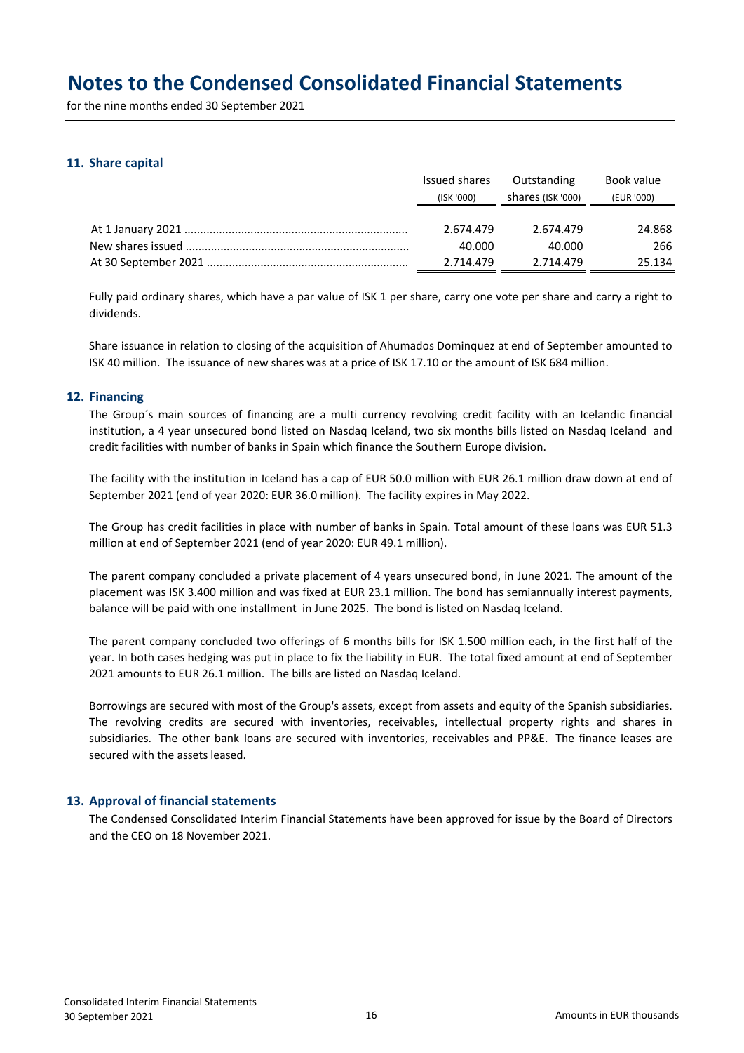# Notes to the Condensed Consolidated Financial Statements

for the nine months ended 30 September 2021

## 11. Share capital

| | Issued shares (ISK '000) | Outstanding shares (ISK '000) | Book value (EUR '000) |
|---|---|---|---|
| At 1 January 2021 | 2.674.479 | 2.674.479 | 24.868 |
| New shares issued | 40.000 | 40.000 | 266 |
| At 30 September 2021 | 2.714.479 | 2.714.479 | 25.134 |

Fully paid ordinary shares, which have a par value of ISK 1 per share, carry one vote per share and carry a right to dividends.

Share issuance in relation to closing of the acquisition of Ahumados Dominqez at end of September amounted to ISK 40 million. The issuance of new shares was at a price of ISK 17.10 or the amount of ISK 684 million.

## 12. Financing

The Group´s main sources of financing are a multi currency revolving credit facility with an Icelandic financial institution, a 4 year unsecured bond listed on Nasdaq Iceland, two six months bills listed on Nasdaq Iceland and credit facilities with number of banks in Spain which finance the Southern Europe division.

The facility with the institution in Iceland has a cap of EUR 50.0 million with EUR 26.1 million draw down at end of September 2021 (end of year 2020: EUR 36.0 million). The facility expires in May 2022.

The Group has credit facilities in place with number of banks in Spain. Total amount of these loans was EUR 51.3 million at end of September 2021 (end of year 2020: EUR 49.1 million).

The parent company concluded a private placement of 4 years unsecured bond, in June 2021. The amount of the placement was ISK 3.400 million and was fixed at EUR 23.1 million. The bond has semiannually interest payments, balance will be paid with one installment in June 2025. The bond is listed on Nasdaq Iceland.

The parent company concluded two offerings of 6 months bills for ISK 1.500 million each, in the first half of the year. In both cases hedging was put in place to fix the liability in EUR. The total fixed amount at end of September 2021 amounts to EUR 26.1 million. The bills are listed on Nasdaq Iceland.

Borrowings are secured with most of the Group's assets, except from assets and equity of the Spanish subsidiaries. The revolving credits are secured with inventories, receivables, intellectual property rights and shares in subsidiaries. The other bank loans are secured with inventories, receivables and PP&E. The finance leases are secured with the assets leased.

## 13. Approval of financial statements

The Condensed Consolidated Interim Financial Statements have been approved for issue by the Board of Directors and the CEO on 18 November 2021.